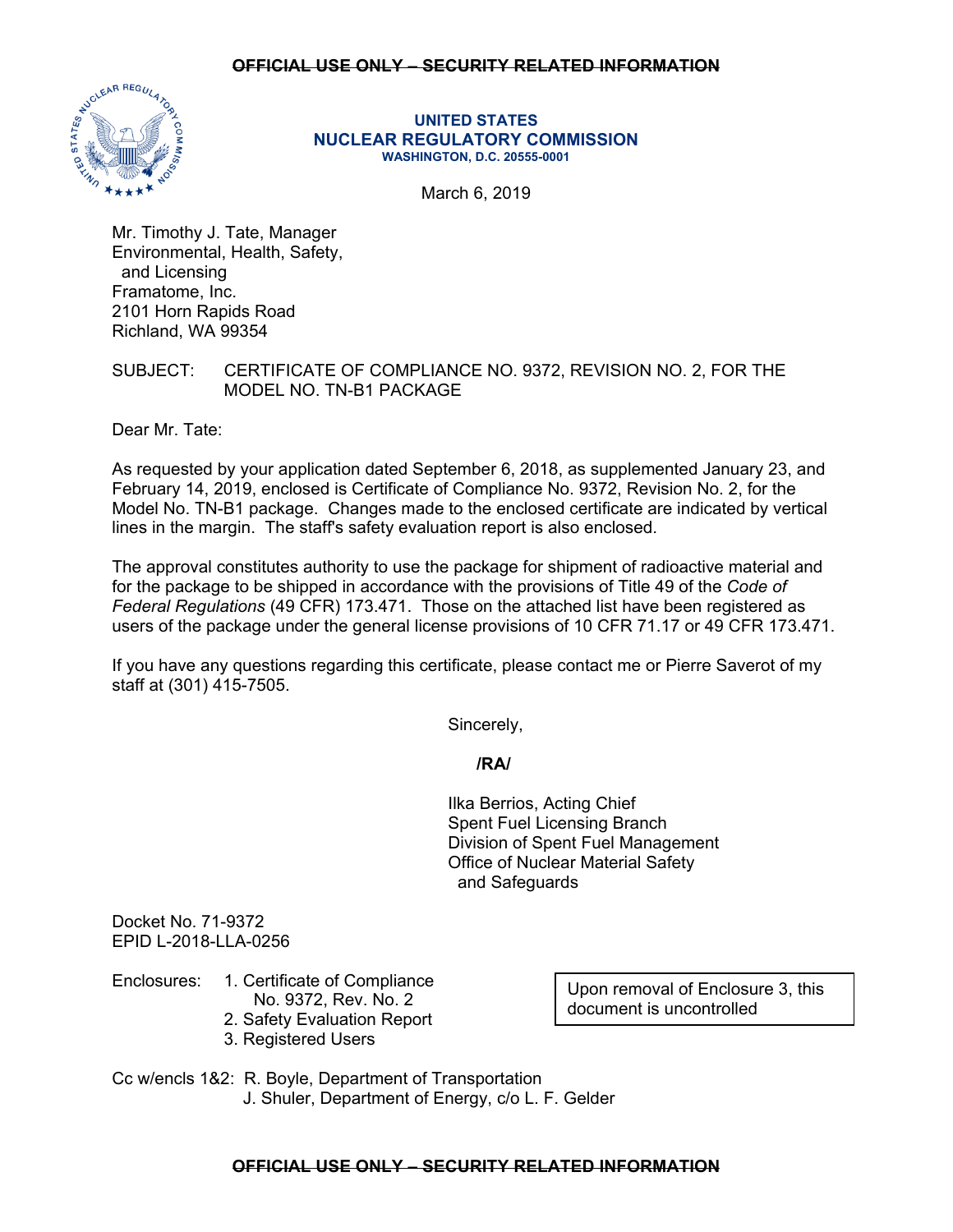~~OFFICIAL USE ONLY – SECURITY RELATED INFORMATION~~

**UNITED STATES**
**NUCLEAR REGULATORY COMMISSION**
**WASHINGTON, D.C. 20555-0001**

March 6, 2019

Mr. Timothy J. Tate, Manager
Environmental, Health, Safety,
and Licensing
Framatome, Inc.
2101 Horn Rapids Road
Richland, WA 99354

SUBJECT: CERTIFICATE OF COMPLIANCE NO. 9372, REVISION NO. 2, FOR THE MODEL NO. TN-B1 PACKAGE

Dear Mr. Tate:

As requested by your application dated September 6, 2018, as supplemented January 23, and February 14, 2019, enclosed is Certificate of Compliance No. 9372, Revision No. 2, for the Model No. TN-B1 package. Changes made to the enclosed certificate are indicated by vertical lines in the margin. The staff's safety evaluation report is also enclosed.

The approval constitutes authority to use the package for shipment of radioactive material and for the package to be shipped in accordance with the provisions of Title 49 of the *Code of Federal Regulations* (49 CFR) 173.471. Those on the attached list have been registered as users of the package under the general license provisions of 10 CFR 71.17 or 49 CFR 173.471.

If you have any questions regarding this certificate, please contact me or Pierre Saverot of my staff at (301) 415-7505.

Sincerely,

**/RA/**

Ilka Berrios, Acting Chief
Spent Fuel Licensing Branch
Division of Spent Fuel Management
Office of Nuclear Material Safety
and Safeguards

Docket No. 71-9372
EPID L-2018-LLA-0256

Enclosures:
1. Certificate of Compliance No. 9372, Rev. No. 2
2. Safety Evaluation Report
3. Registered Users

Upon removal of Enclosure 3, this document is uncontrolled

Cc w/encls 1&2: R. Boyle, Department of Transportation
J. Shuler, Department of Energy, c/o L. F. Gelder

~~OFFICIAL USE ONLY – SECURITY RELATED INFORMATION~~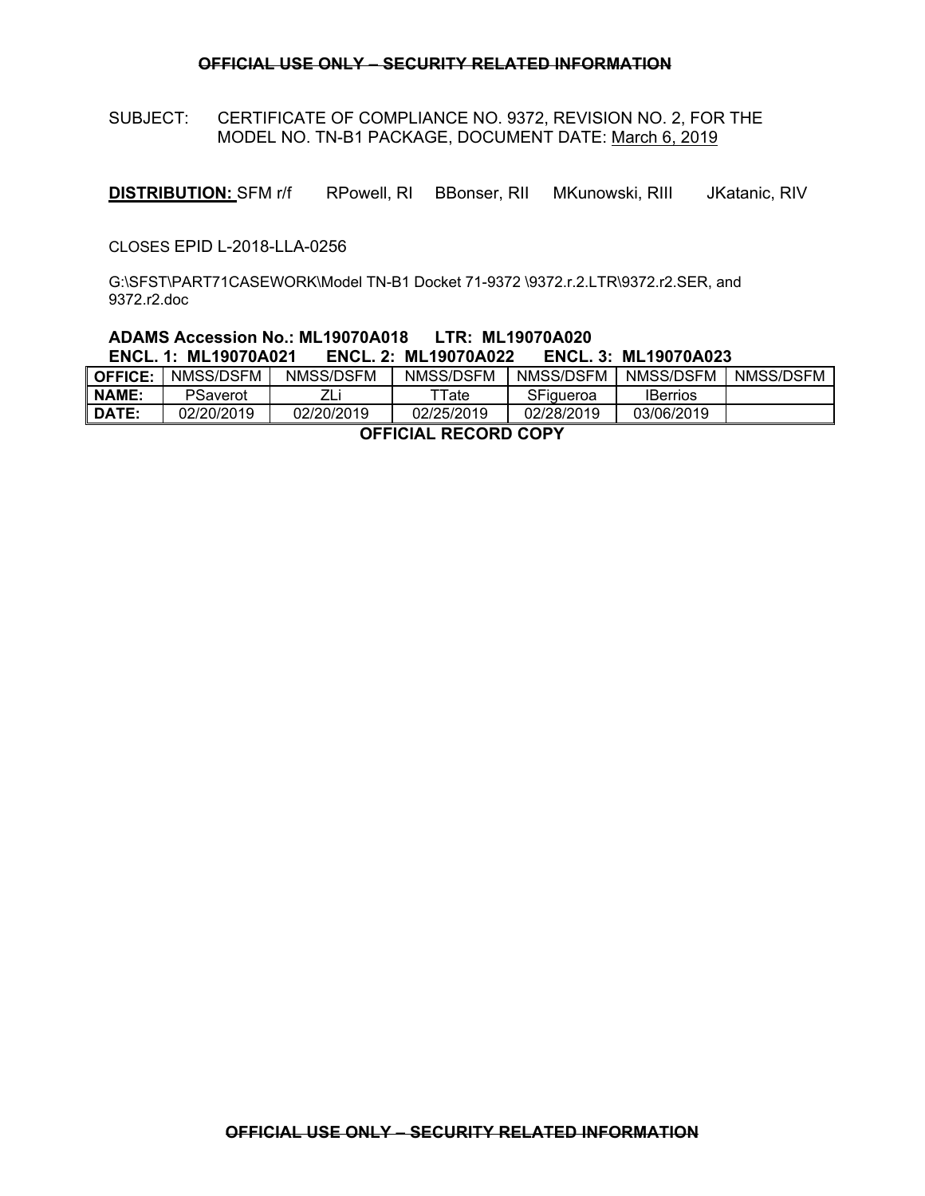~~**OFFICIAL USE ONLY – SECURITY RELATED INFORMATION**~~

SUBJECT: CERTIFICATE OF COMPLIANCE NO. 9372, REVISION NO. 2, FOR THE MODEL NO. TN-B1 PACKAGE, DOCUMENT DATE: March 6, 2019

**DISTRIBUTION:** SFM r/f RPowell, RI BBonser, RII MKunowski, RIII JKatanic, RIV

CLOSES EPID L-2018-LLA-0256

G:\SFST\PART71CASEWORK\Model TN-B1 Docket 71-9372 \9372.r.2.LTR\9372.r2.SER, and 9372.r2.doc

**ADAMS Accession No.: ML19070A018 LTR: ML19070A020**
**ENCL. 1: ML19070A021 ENCL. 2: ML19070A022 ENCL. 3: ML19070A023**

| **OFFICE:** | NMSS/DSFM | NMSS/DSFM | NMSS/DSFM | NMSS/DSFM | NMSS/DSFM | NMSS/DSFM |
|---|---|---|---|---|---|---|
| **NAME:** | PSaverot | ZLi | TTate | SFigueroa | IBerrios | |
| **DATE:** | 02/20/2019 | 02/20/2019 | 02/25/2019 | 02/28/2019 | 03/06/2019 | |

**OFFICIAL RECORD COPY**

~~**OFFICIAL USE ONLY – SECURITY RELATED INFORMATION**~~